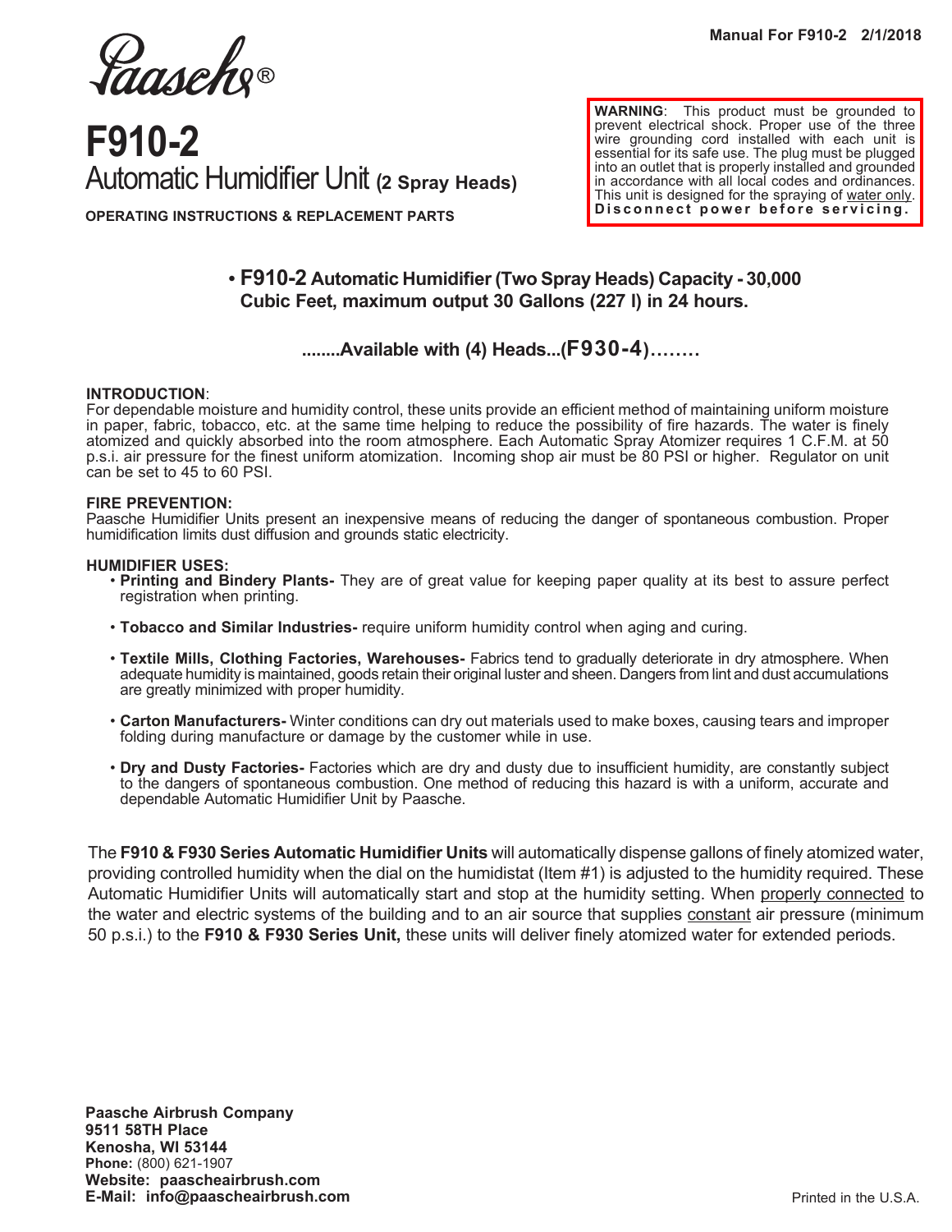Manual For F910-2 2/1/2018

Paasche®

# F910-2

## Automatic Humidifier Unit (2 Spray Heads)

**OPERATING INSTRUCTIONS & REPLACEMENT PARTS**

> **WARNING**: This product must be grounded to prevent electrical shock. Proper use of the three wire grounding cord installed with each unit is essential for its safe use. The plug must be plugged into an outlet that is properly installed and grounded in accordance with all local codes and ordinances. This unit is designed for the spraying of water only. **Disconnect power before servicing.**

**• F910-2 Automatic Humidifier (Two Spray Heads) Capacity - 30,000 Cubic Feet, maximum output 30 Gallons (227 l) in 24 hours.**

**........Available with (4) Heads...(F930-4)........**

**INTRODUCTION**:
For dependable moisture and humidity control, these units provide an efficient method of maintaining uniform moisture in paper, fabric, tobacco, etc. at the same time helping to reduce the possibility of fire hazards. The water is finely atomized and quickly absorbed into the room atmosphere. Each Automatic Spray Atomizer requires 1 C.F.M. at 50 p.s.i. air pressure for the finest uniform atomization. Incoming shop air must be 80 PSI or higher. Regulator on unit can be set to 45 to 60 PSI.

**FIRE PREVENTION:**
Paasche Humidifier Units present an inexpensive means of reducing the danger of spontaneous combustion. Proper humidification limits dust diffusion and grounds static electricity.

**HUMIDIFIER USES:**

- **Printing and Bindery Plants-** They are of great value for keeping paper quality at its best to assure perfect registration when printing.
- **Tobacco and Similar Industries-** require uniform humidity control when aging and curing.
- **Textile Mills, Clothing Factories, Warehouses-** Fabrics tend to gradually deteriorate in dry atmosphere. When adequate humidity is maintained, goods retain their original luster and sheen. Dangers from lint and dust accumulations are greatly minimized with proper humidity.
- **Carton Manufacturers-** Winter conditions can dry out materials used to make boxes, causing tears and improper folding during manufacture or damage by the customer while in use.
- **Dry and Dusty Factories-** Factories which are dry and dusty due to insufficient humidity, are constantly subject to the dangers of spontaneous combustion. One method of reducing this hazard is with a uniform, accurate and dependable Automatic Humidifier Unit by Paasche.

The **F910 & F930 Series Automatic Humidifier Units** will automatically dispense gallons of finely atomized water, providing controlled humidity when the dial on the humidistat (Item #1) is adjusted to the humidity required. These Automatic Humidifier Units will automatically start and stop at the humidity setting. When properly connected to the water and electric systems of the building and to an air source that supplies constant air pressure (minimum 50 p.s.i.) to the **F910 & F930 Series Unit,** these units will deliver finely atomized water for extended periods.

**Paasche Airbrush Company**
**9511 58TH Place**
**Kenosha, WI 53144**
**Phone:** (800) 621-1907
**Website: paascheairbrush.com**
**E-Mail: info@paascheairbrush.com**

Printed in the U.S.A.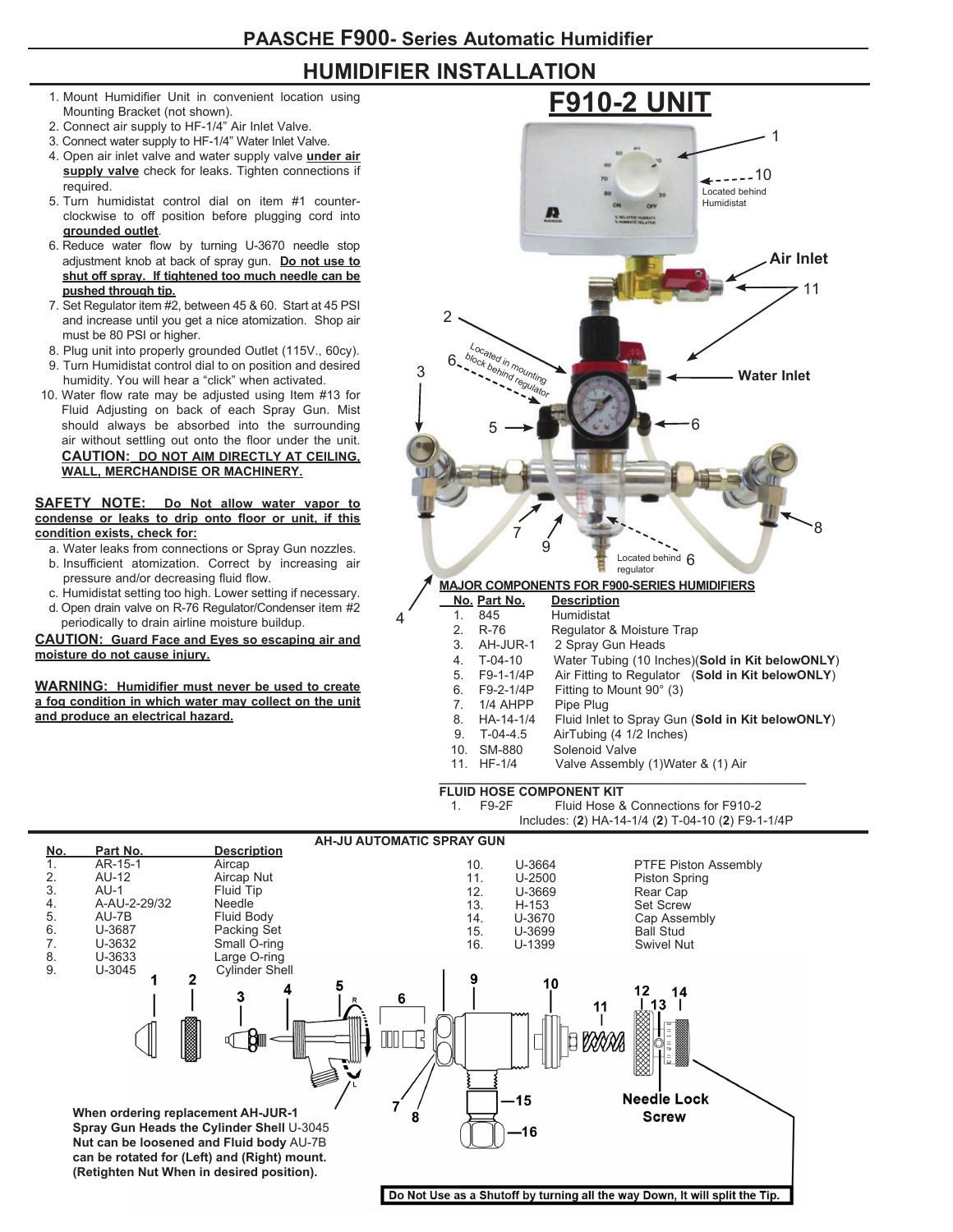## PAASCHE F900- Series Automatic Humidifier

# HUMIDIFIER INSTALLATION

1. Mount Humidifier Unit in convenient location using Mounting Bracket (not shown).
2. Connect air supply to HF-1/4" Air Inlet Valve.
3. Connect water supply to HF-1/4" Water Inlet Valve.
4. Open air inlet valve and water supply valve **under air supply valve** check for leaks. Tighten connections if required.
5. Turn humidistat control dial on item #1 counter-clockwise to off position before plugging cord into **grounded outlet**.
6. Reduce water flow by turning U-3670 needle stop adjustment knob at back of spray gun. **Do not use to shut off spray. If tightened too much needle can be pushed through tip.**
7. Set Regulator item #2, between 45 & 60. Start at 45 PSI and increase until you get a nice atomization. Shop air must be 80 PSI or higher.
8. Plug unit into properly grounded Outlet (115V., 60cy).
9. Turn Humidistat control dial to on position and desired humidity. You will hear a "click" when activated.
10. Water flow rate may be adjusted using Item #13 for Fluid Adjusting on back of each Spray Gun. Mist should always be absorbed into the surrounding air without settling out onto the floor under the unit. **CAUTION: DO NOT AIM DIRECTLY AT CEILING, WALL, MERCHANDISE OR MACHINERY.**

**SAFETY NOTE: Do Not allow water vapor to condense or leaks to drip onto floor or unit, if this condition exists, check for:**

a. Water leaks from connections or Spray Gun nozzles.
b. Insufficient atomization. Correct by increasing air pressure and/or decreasing fluid flow.
c. Humidistat setting too high. Lower setting if necessary.
d. Open drain valve on R-76 Regulator/Condenser item #2 periodically to drain airline moisture buildup.

**CAUTION: Guard Face and Eyes so escaping air and moisture do not cause injury.**

**WARNING: Humidifier must never be used to create a fog condition in which water may collect on the unit and produce an electrical hazard.**

## F910-2 UNIT

1
10 Located behind Humidistat
Air Inlet
11
2
6 Located in mounting block behind regulator
3
Water Inlet
5
6
7
9
Located behind regulator 6
8
4

**MAJOR COMPONENTS FOR F900-SERIES HUMIDIFIERS**

| No. | Part No. | Description |
|---|---|---|
| 1. | 845 | Humidistat |
| 2. | R-76 | Regulator & Moisture Trap |
| 3. | AH-JUR-1 | 2 Spray Gun Heads |
| 4. | T-04-10 | Water Tubing (10 Inches)(**Sold in Kit belowONLY**) |
| 5. | F9-1-1/4P | Air Fitting to Regulator (**Sold in Kit belowONLY**) |
| 6. | F9-2-1/4P | Fitting to Mount 90° (3) |
| 7. | 1/4 AHPP | Pipe Plug |
| 8. | HA-14-1/4 | Fluid Inlet to Spray Gun (**Sold in Kit belowONLY**) |
| 9. | T-04-4.5 | AirTubing (4 1/2 Inches) |
| 10. | SM-880 | Solenoid Valve |
| 11. | HF-1/4 | Valve Assembly (1)Water & (1) Air |

**FLUID HOSE COMPONENT KIT**

1. F9-2F Fluid Hose & Connections for F910-2
   Includes: (**2**) HA-14-1/4 (**2**) T-04-10 (**2**) F9-1-1/4P

## AH-JU AUTOMATIC SPRAY GUN

| No. | Part No. | Description |
|---|---|---|
| 1. | AR-15-1 | Aircap |
| 2. | AU-12 | Aircap Nut |
| 3. | AU-1 | Fluid Tip |
| 4. | A-AU-2-29/32 | Needle |
| 5. | AU-7B | Fluid Body |
| 6. | U-3687 | Packing Set |
| 7. | U-3632 | Small O-ring |
| 8. | U-3633 | Large O-ring |
| 9. | U-3045 | Cylinder Shell |
| 10. | U-3664 | PTFE Piston Assembly |
| 11. | U-2500 | Piston Spring |
| 12. | U-3669 | Rear Cap |
| 13. | H-153 | Set Screw |
| 14. | U-3670 | Cap Assembly |
| 15. | U-3699 | Ball Stud |
| 16. | U-1399 | Swivel Nut |

1 2 3 4 5 6 7 8 9 10 11 12 13 14 15 16

Needle Lock Screw

**When ordering replacement AH-JUR-1 Spray Gun Heads the Cylinder Shell** U-3045 **Nut can be loosened and Fluid body** AU-7B **can be rotated for (Left) and (Right) mount. (Retighten Nut When in desired position).**

**Do Not Use as a Shutoff by turning all the way Down, It will split the Tip.**